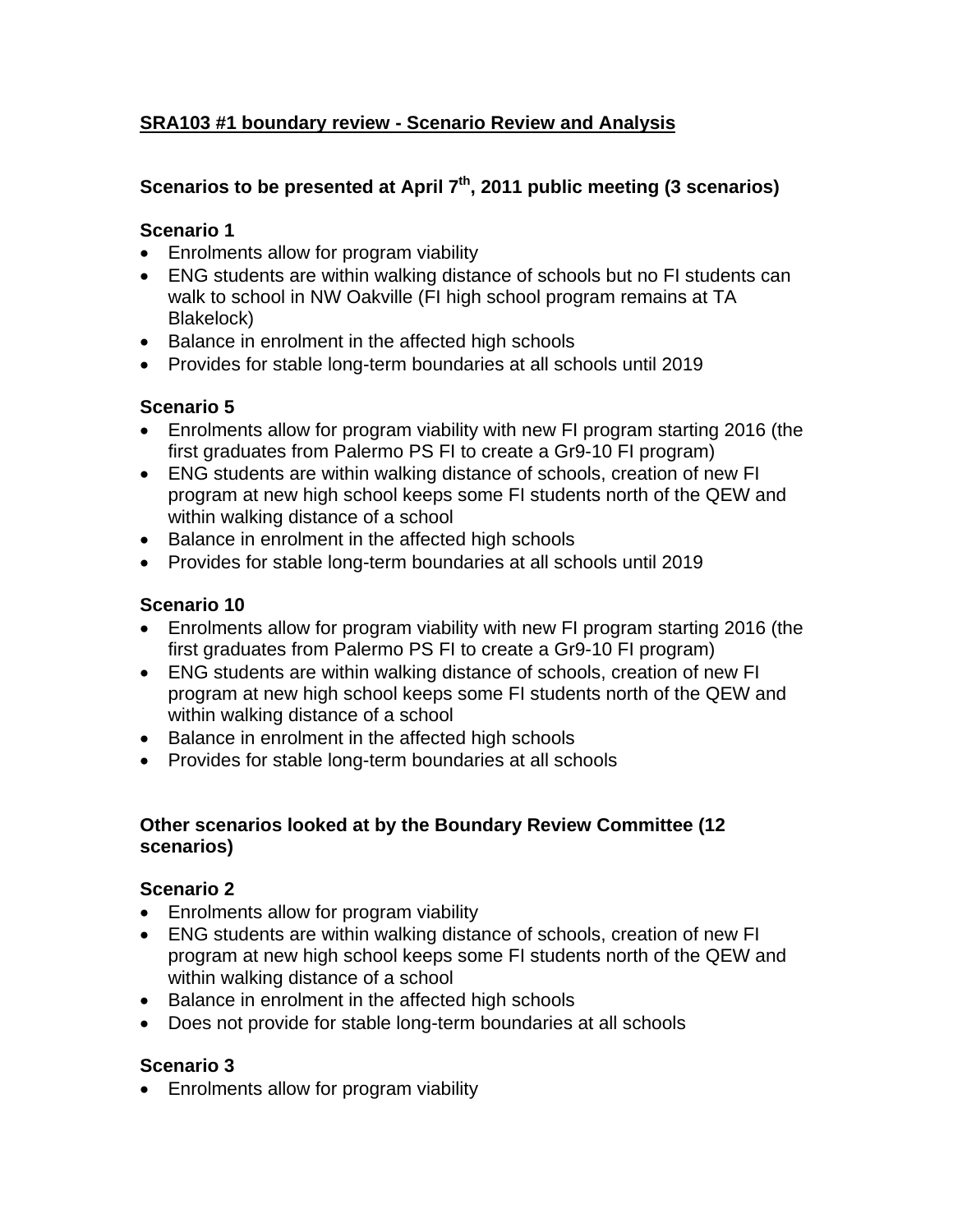# SRA103 #1 boundary review - Scenario Review and Analysis

## Scenarios to be presented at April 7th, 2011 public meeting (3 scenarios)

### Scenario 1

- Enrolments allow for program viability
- ENG students are within walking distance of schools but no FI students can walk to school in NW Oakville (FI high school program remains at TA Blakelock)
- Balance in enrolment in the affected high schools
- Provides for stable long-term boundaries at all schools until 2019

### Scenario 5

- Enrolments allow for program viability with new FI program starting 2016 (the first graduates from Palermo PS FI to create a Gr9-10 FI program)
- ENG students are within walking distance of schools, creation of new FI program at new high school keeps some FI students north of the QEW and within walking distance of a school
- Balance in enrolment in the affected high schools
- Provides for stable long-term boundaries at all schools until 2019

### Scenario 10

- Enrolments allow for program viability with new FI program starting 2016 (the first graduates from Palermo PS FI to create a Gr9-10 FI program)
- ENG students are within walking distance of schools, creation of new FI program at new high school keeps some FI students north of the QEW and within walking distance of a school
- Balance in enrolment in the affected high schools
- Provides for stable long-term boundaries at all schools

## Other scenarios looked at by the Boundary Review Committee (12 scenarios)

### Scenario 2

- Enrolments allow for program viability
- ENG students are within walking distance of schools, creation of new FI program at new high school keeps some FI students north of the QEW and within walking distance of a school
- Balance in enrolment in the affected high schools
- Does not provide for stable long-term boundaries at all schools

### Scenario 3

- Enrolments allow for program viability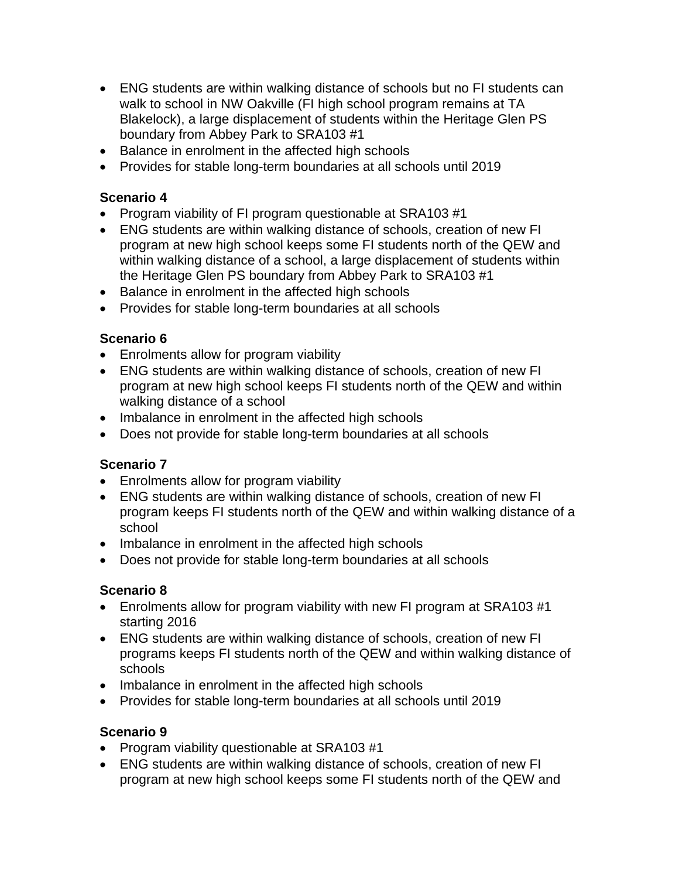- ENG students are within walking distance of schools but no FI students can walk to school in NW Oakville (FI high school program remains at TA Blakelock), a large displacement of students within the Heritage Glen PS boundary from Abbey Park to SRA103 #1
- Balance in enrolment in the affected high schools
- Provides for stable long-term boundaries at all schools until 2019

**Scenario 4**

- Program viability of FI program questionable at SRA103 #1
- ENG students are within walking distance of schools, creation of new FI program at new high school keeps some FI students north of the QEW and within walking distance of a school, a large displacement of students within the Heritage Glen PS boundary from Abbey Park to SRA103 #1
- Balance in enrolment in the affected high schools
- Provides for stable long-term boundaries at all schools

**Scenario 6**

- Enrolments allow for program viability
- ENG students are within walking distance of schools, creation of new FI program at new high school keeps FI students north of the QEW and within walking distance of a school
- Imbalance in enrolment in the affected high schools
- Does not provide for stable long-term boundaries at all schools

**Scenario 7**

- Enrolments allow for program viability
- ENG students are within walking distance of schools, creation of new FI program keeps FI students north of the QEW and within walking distance of a school
- Imbalance in enrolment in the affected high schools
- Does not provide for stable long-term boundaries at all schools

**Scenario 8**

- Enrolments allow for program viability with new FI program at SRA103 #1 starting 2016
- ENG students are within walking distance of schools, creation of new FI programs keeps FI students north of the QEW and within walking distance of schools
- Imbalance in enrolment in the affected high schools
- Provides for stable long-term boundaries at all schools until 2019

**Scenario 9**

- Program viability questionable at SRA103 #1
- ENG students are within walking distance of schools, creation of new FI program at new high school keeps some FI students north of the QEW and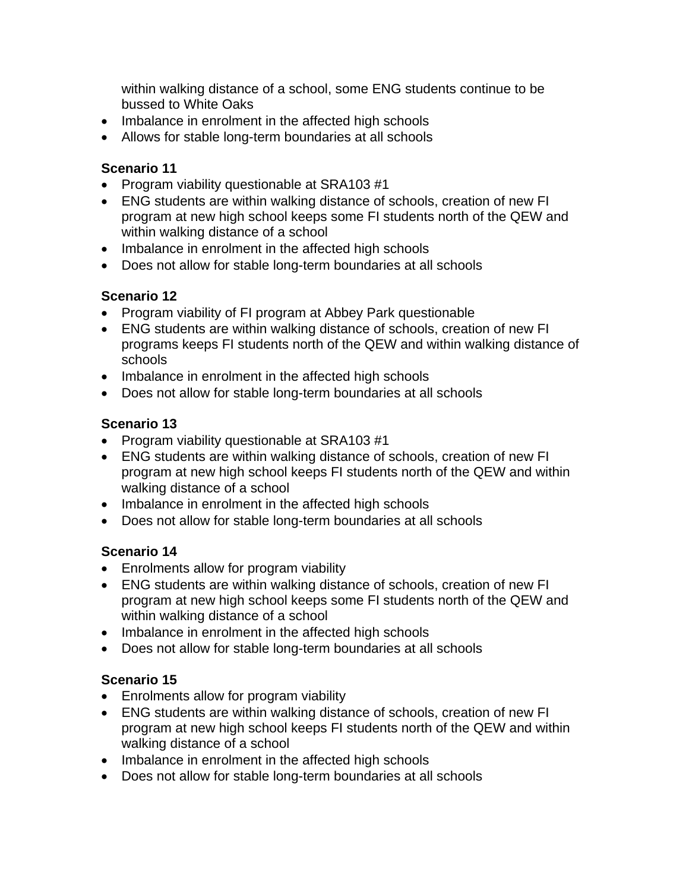within walking distance of a school, some ENG students continue to be bussed to White Oaks
- Imbalance in enrolment in the affected high schools
- Allows for stable long-term boundaries at all schools

**Scenario 11**

- Program viability questionable at SRA103 #1
- ENG students are within walking distance of schools, creation of new FI program at new high school keeps some FI students north of the QEW and within walking distance of a school
- Imbalance in enrolment in the affected high schools
- Does not allow for stable long-term boundaries at all schools

**Scenario 12**

- Program viability of FI program at Abbey Park questionable
- ENG students are within walking distance of schools, creation of new FI programs keeps FI students north of the QEW and within walking distance of schools
- Imbalance in enrolment in the affected high schools
- Does not allow for stable long-term boundaries at all schools

**Scenario 13**

- Program viability questionable at SRA103 #1
- ENG students are within walking distance of schools, creation of new FI program at new high school keeps FI students north of the QEW and within walking distance of a school
- Imbalance in enrolment in the affected high schools
- Does not allow for stable long-term boundaries at all schools

**Scenario 14**

- Enrolments allow for program viability
- ENG students are within walking distance of schools, creation of new FI program at new high school keeps some FI students north of the QEW and within walking distance of a school
- Imbalance in enrolment in the affected high schools
- Does not allow for stable long-term boundaries at all schools

**Scenario 15**

- Enrolments allow for program viability
- ENG students are within walking distance of schools, creation of new FI program at new high school keeps FI students north of the QEW and within walking distance of a school
- Imbalance in enrolment in the affected high schools
- Does not allow for stable long-term boundaries at all schools